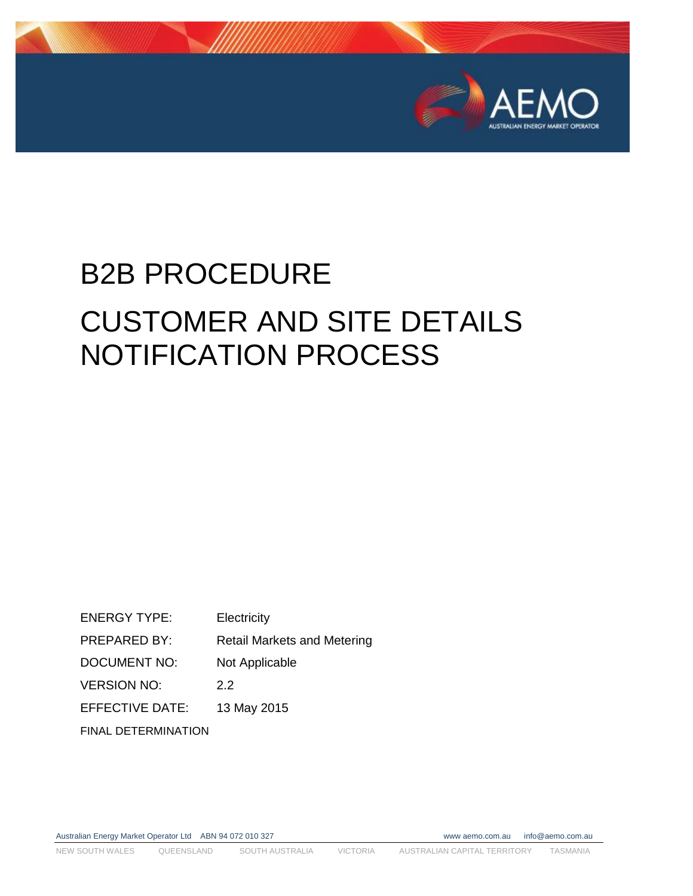# B2B PROCEDURE

# CUSTOMER AND SITE DETAILS NOTIFICATION PROCESS

| | |
|---|---|
| ENERGY TYPE: | Electricity |
| PREPARED BY: | Retail Markets and Metering |
| DOCUMENT NO: | Not Applicable |
| VERSION NO: | 2.2 |
| EFFECTIVE DATE: | 13 May 2015 |

FINAL DETERMINATION

Australian Energy Market Operator Ltd ABN 94 072 010 327 www.aemo.com.au info@aemo.com.au

NEW SOUTH WALES QUEENSLAND SOUTH AUSTRALIA VICTORIA AUSTRALIAN CAPITAL TERRITORY TASMANIA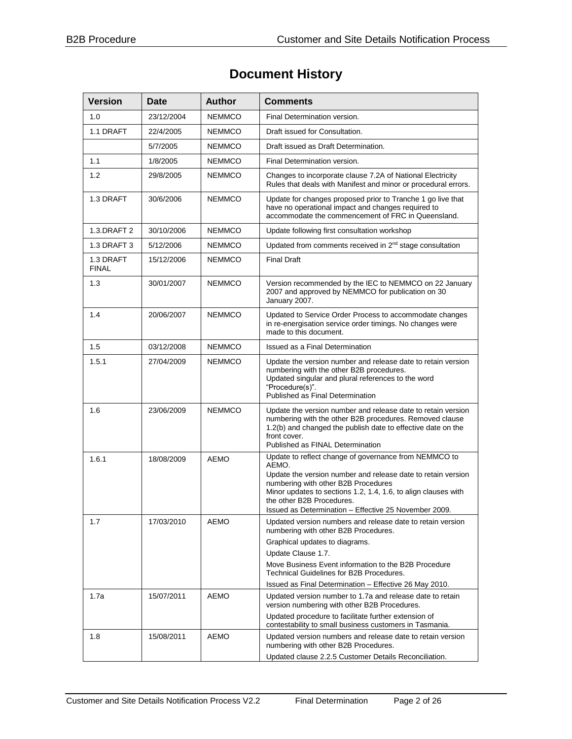# Document History

| Version | Date | Author | Comments |
|---|---|---|---|
| 1.0 | 23/12/2004 | NEMMCO | Final Determination version. |
| 1.1 DRAFT | 22/4/2005 | NEMMCO | Draft issued for Consultation. |
| | 5/7/2005 | NEMMCO | Draft issued as Draft Determination. |
| 1.1 | 1/8/2005 | NEMMCO | Final Determination version. |
| 1.2 | 29/8/2005 | NEMMCO | Changes to incorporate clause 7.2A of National Electricity Rules that deals with Manifest and minor or procedural errors. |
| 1.3 DRAFT | 30/6/2006 | NEMMCO | Update for changes proposed prior to Tranche 1 go live that have no operational impact and changes required to accommodate the commencement of FRC in Queensland. |
| 1.3.DRAFT 2 | 30/10/2006 | NEMMCO | Update following first consultation workshop |
| 1.3 DRAFT 3 | 5/12/2006 | NEMMCO | Updated from comments received in 2nd stage consultation |
| 1.3 DRAFT FINAL | 15/12/2006 | NEMMCO | Final Draft |
| 1.3 | 30/01/2007 | NEMMCO | Version recommended by the IEC to NEMMCO on 22 January 2007 and approved by NEMMCO for publication on 30 January 2007. |
| 1.4 | 20/06/2007 | NEMMCO | Updated to Service Order Process to accommodate changes in re-energisation service order timings. No changes were made to this document. |
| 1.5 | 03/12/2008 | NEMMCO | Issued as a Final Determination |
| 1.5.1 | 27/04/2009 | NEMMCO | Update the version number and release date to retain version numbering with the other B2B procedures.<br>Updated singular and plural references to the word "Procedure(s)".<br>Published as Final Determination |
| 1.6 | 23/06/2009 | NEMMCO | Update the version number and release date to retain version numbering with the other B2B procedures. Removed clause 1.2(b) and changed the publish date to effective date on the front cover.<br>Published as FINAL Determination |
| 1.6.1 | 18/08/2009 | AEMO | Update to reflect change of governance from NEMMCO to AEMO.<br>Update the version number and release date to retain version numbering with other B2B Procedures<br>Minor updates to sections 1.2, 1.4, 1.6, to align clauses with the other B2B Procedures.<br>Issued as Determination – Effective 25 November 2009. |
| 1.7 | 17/03/2010 | AEMO | Updated version numbers and release date to retain version numbering with other B2B Procedures.<br>Graphical updates to diagrams.<br>Update Clause 1.7.<br>Move Business Event information to the B2B Procedure Technical Guidelines for B2B Procedures.<br>Issued as Final Determination – Effective 26 May 2010. |
| 1.7a | 15/07/2011 | AEMO | Updated version number to 1.7a and release date to retain version numbering with other B2B Procedures.<br>Updated procedure to facilitate further extension of contestability to small business customers in Tasmania. |
| 1.8 | 15/08/2011 | AEMO | Updated version numbers and release date to retain version numbering with other B2B Procedures.<br>Updated clause 2.2.5 Customer Details Reconciliation. |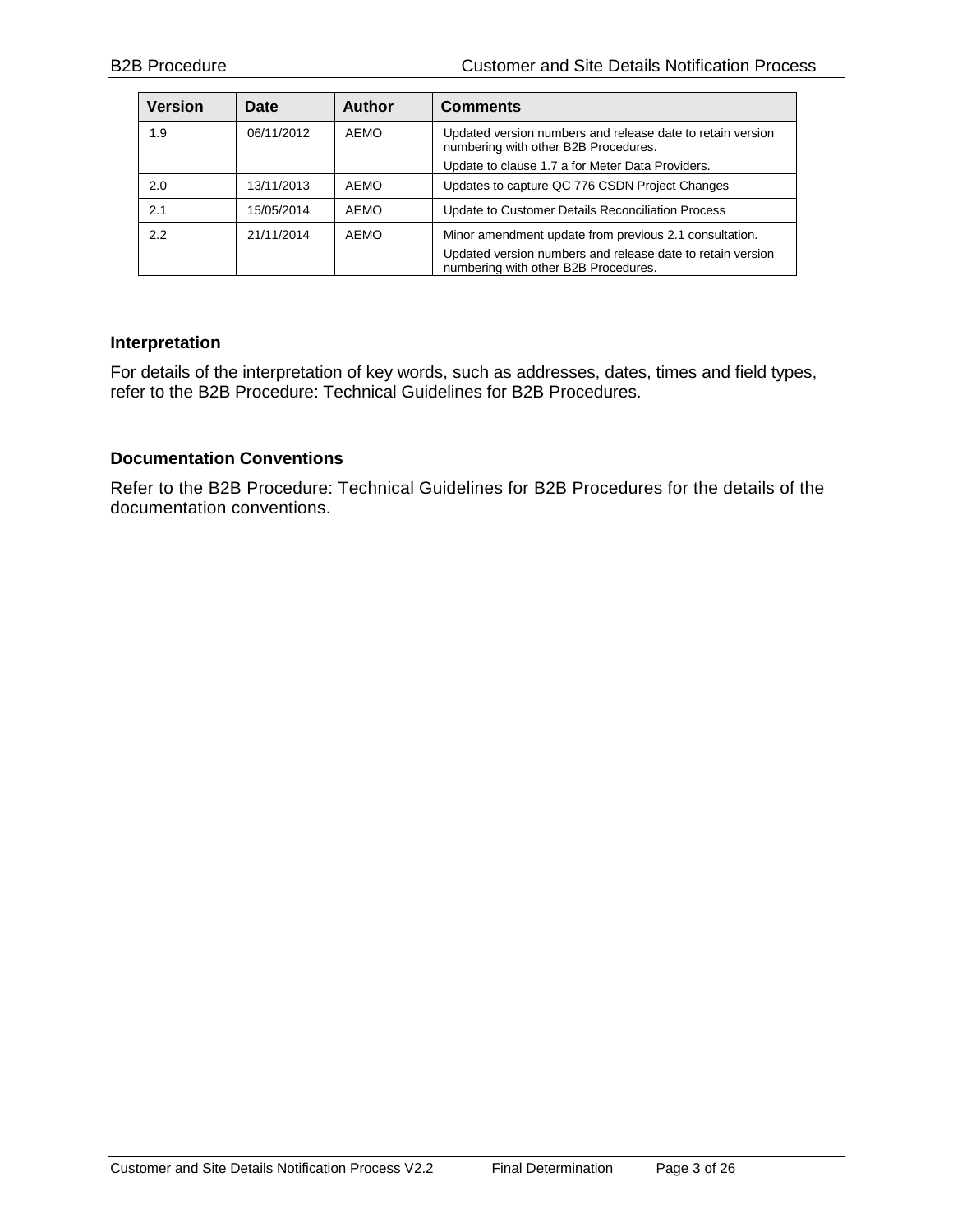| Version | Date | Author | Comments |
|---|---|---|---|
| 1.9 | 06/11/2012 | AEMO | Updated version numbers and release date to retain version numbering with other B2B Procedures.<br>Update to clause 1.7 a for Meter Data Providers. |
| 2.0 | 13/11/2013 | AEMO | Updates to capture QC 776 CSDN Project Changes |
| 2.1 | 15/05/2014 | AEMO | Update to Customer Details Reconciliation Process |
| 2.2 | 21/11/2014 | AEMO | Minor amendment update from previous 2.1 consultation.<br>Updated version numbers and release date to retain version numbering with other B2B Procedures. |

### Interpretation

For details of the interpretation of key words, such as addresses, dates, times and field types, refer to the B2B Procedure: Technical Guidelines for B2B Procedures.

### Documentation Conventions

Refer to the B2B Procedure: Technical Guidelines for B2B Procedures for the details of the documentation conventions.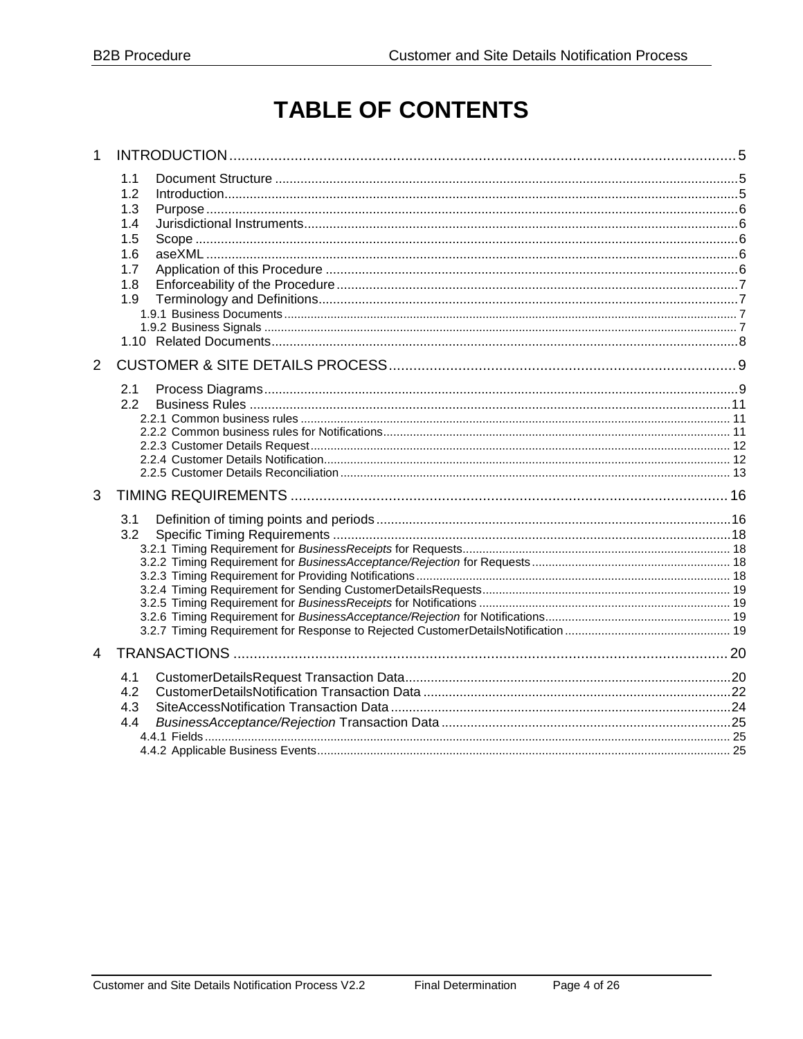# TABLE OF CONTENTS

- 1 INTRODUCTION .......... 5
  - 1.1 Document Structure .......... 5
  - 1.2 Introduction .......... 5
  - 1.3 Purpose .......... 6
  - 1.4 Jurisdictional Instruments .......... 6
  - 1.5 Scope .......... 6
  - 1.6 aseXML .......... 6
  - 1.7 Application of this Procedure .......... 6
  - 1.8 Enforceability of the Procedure .......... 7
  - 1.9 Terminology and Definitions .......... 7
    - 1.9.1 Business Documents .......... 7
    - 1.9.2 Business Signals .......... 7
  - 1.10 Related Documents .......... 8
- 2 CUSTOMER & SITE DETAILS PROCESS .......... 9
  - 2.1 Process Diagrams .......... 9
  - 2.2 Business Rules .......... 11
    - 2.2.1 Common business rules .......... 11
    - 2.2.2 Common business rules for Notifications .......... 11
    - 2.2.3 Customer Details Request .......... 12
    - 2.2.4 Customer Details Notification .......... 12
    - 2.2.5 Customer Details Reconciliation .......... 13
- 3 TIMING REQUIREMENTS .......... 16
  - 3.1 Definition of timing points and periods .......... 16
  - 3.2 Specific Timing Requirements .......... 18
    - 3.2.1 Timing Requirement for *BusinessReceipts* for Requests .......... 18
    - 3.2.2 Timing Requirement for *BusinessAcceptance/Rejection* for Requests .......... 18
    - 3.2.3 Timing Requirement for Providing Notifications .......... 18
    - 3.2.4 Timing Requirement for Sending CustomerDetailsRequests .......... 19
    - 3.2.5 Timing Requirement for *BusinessReceipts* for Notifications .......... 19
    - 3.2.6 Timing Requirement for *BusinessAcceptance/Rejection* for Notifications .......... 19
    - 3.2.7 Timing Requirement for Response to Rejected CustomerDetailsNotification .......... 19
- 4 TRANSACTIONS .......... 20
  - 4.1 CustomerDetailsRequest Transaction Data .......... 20
  - 4.2 CustomerDetailsNotification Transaction Data .......... 22
  - 4.3 SiteAccessNotification Transaction Data .......... 24
  - 4.4 *BusinessAcceptance/Rejection* Transaction Data .......... 25
    - 4.4.1 Fields .......... 25
    - 4.4.2 Applicable Business Events .......... 25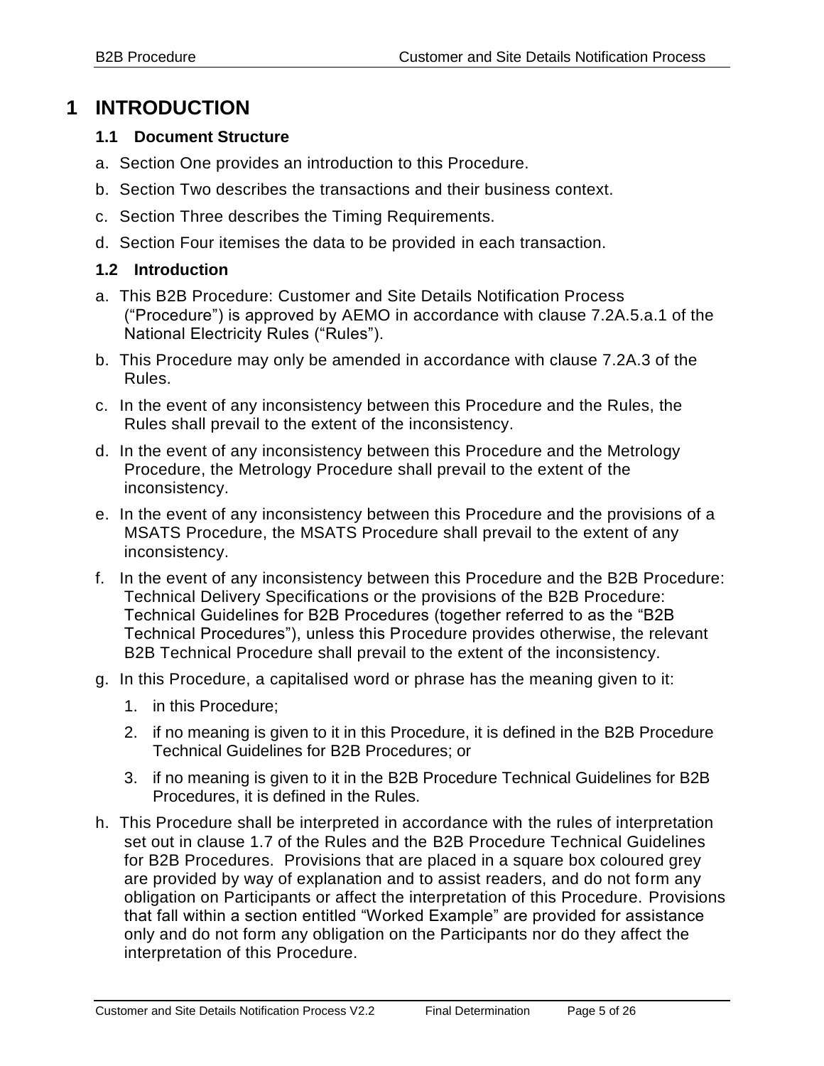# 1 INTRODUCTION

## 1.1 Document Structure

a. Section One provides an introduction to this Procedure.

b. Section Two describes the transactions and their business context.

c. Section Three describes the Timing Requirements.

d. Section Four itemises the data to be provided in each transaction.

## 1.2 Introduction

a. This B2B Procedure: Customer and Site Details Notification Process (“Procedure”) is approved by AEMO in accordance with clause 7.2A.5.a.1 of the National Electricity Rules (“Rules”).

b. This Procedure may only be amended in accordance with clause 7.2A.3 of the Rules.

c. In the event of any inconsistency between this Procedure and the Rules, the Rules shall prevail to the extent of the inconsistency.

d. In the event of any inconsistency between this Procedure and the Metrology Procedure, the Metrology Procedure shall prevail to the extent of the inconsistency.

e. In the event of any inconsistency between this Procedure and the provisions of a MSATS Procedure, the MSATS Procedure shall prevail to the extent of any inconsistency.

f. In the event of any inconsistency between this Procedure and the B2B Procedure: Technical Delivery Specifications or the provisions of the B2B Procedure: Technical Guidelines for B2B Procedures (together referred to as the “B2B Technical Procedures”), unless this Procedure provides otherwise, the relevant B2B Technical Procedure shall prevail to the extent of the inconsistency.

g. In this Procedure, a capitalised word or phrase has the meaning given to it:

1. in this Procedure;
2. if no meaning is given to it in this Procedure, it is defined in the B2B Procedure Technical Guidelines for B2B Procedures; or
3. if no meaning is given to it in the B2B Procedure Technical Guidelines for B2B Procedures, it is defined in the Rules.

h. This Procedure shall be interpreted in accordance with the rules of interpretation set out in clause 1.7 of the Rules and the B2B Procedure Technical Guidelines for B2B Procedures. Provisions that are placed in a square box coloured grey are provided by way of explanation and to assist readers, and do not form any obligation on Participants or affect the interpretation of this Procedure. Provisions that fall within a section entitled “Worked Example” are provided for assistance only and do not form any obligation on the Participants nor do they affect the interpretation of this Procedure.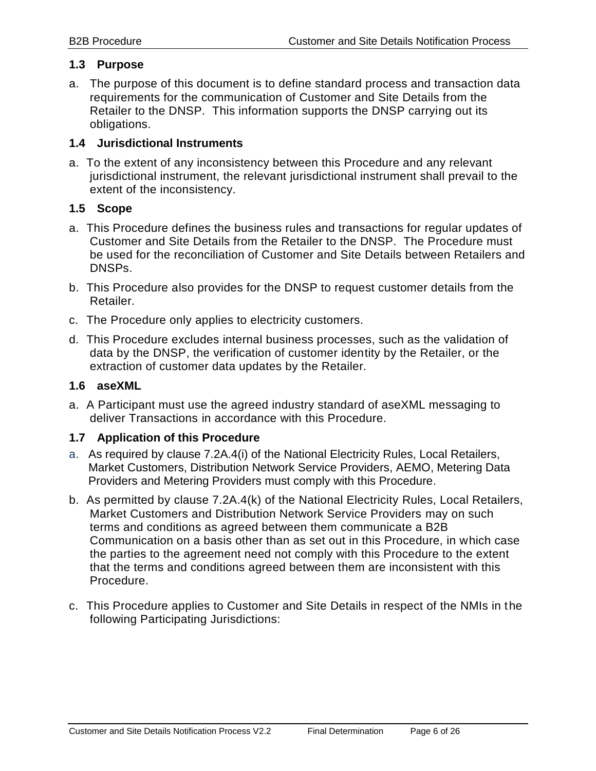### 1.3 Purpose

a. The purpose of this document is to define standard process and transaction data requirements for the communication of Customer and Site Details from the Retailer to the DNSP. This information supports the DNSP carrying out its obligations.

### 1.4 Jurisdictional Instruments

a. To the extent of any inconsistency between this Procedure and any relevant jurisdictional instrument, the relevant jurisdictional instrument shall prevail to the extent of the inconsistency.

### 1.5 Scope

a. This Procedure defines the business rules and transactions for regular updates of Customer and Site Details from the Retailer to the DNSP. The Procedure must be used for the reconciliation of Customer and Site Details between Retailers and DNSPs.

b. This Procedure also provides for the DNSP to request customer details from the Retailer.

c. The Procedure only applies to electricity customers.

d. This Procedure excludes internal business processes, such as the validation of data by the DNSP, the verification of customer identity by the Retailer, or the extraction of customer data updates by the Retailer.

### 1.6 aseXML

a. A Participant must use the agreed industry standard of aseXML messaging to deliver Transactions in accordance with this Procedure.

### 1.7 Application of this Procedure

a. As required by clause 7.2A.4(i) of the National Electricity Rules, Local Retailers, Market Customers, Distribution Network Service Providers, AEMO, Metering Data Providers and Metering Providers must comply with this Procedure.

b. As permitted by clause 7.2A.4(k) of the National Electricity Rules, Local Retailers, Market Customers and Distribution Network Service Providers may on such terms and conditions as agreed between them communicate a B2B Communication on a basis other than as set out in this Procedure, in which case the parties to the agreement need not comply with this Procedure to the extent that the terms and conditions agreed between them are inconsistent with this Procedure.

c. This Procedure applies to Customer and Site Details in respect of the NMIs in the following Participating Jurisdictions: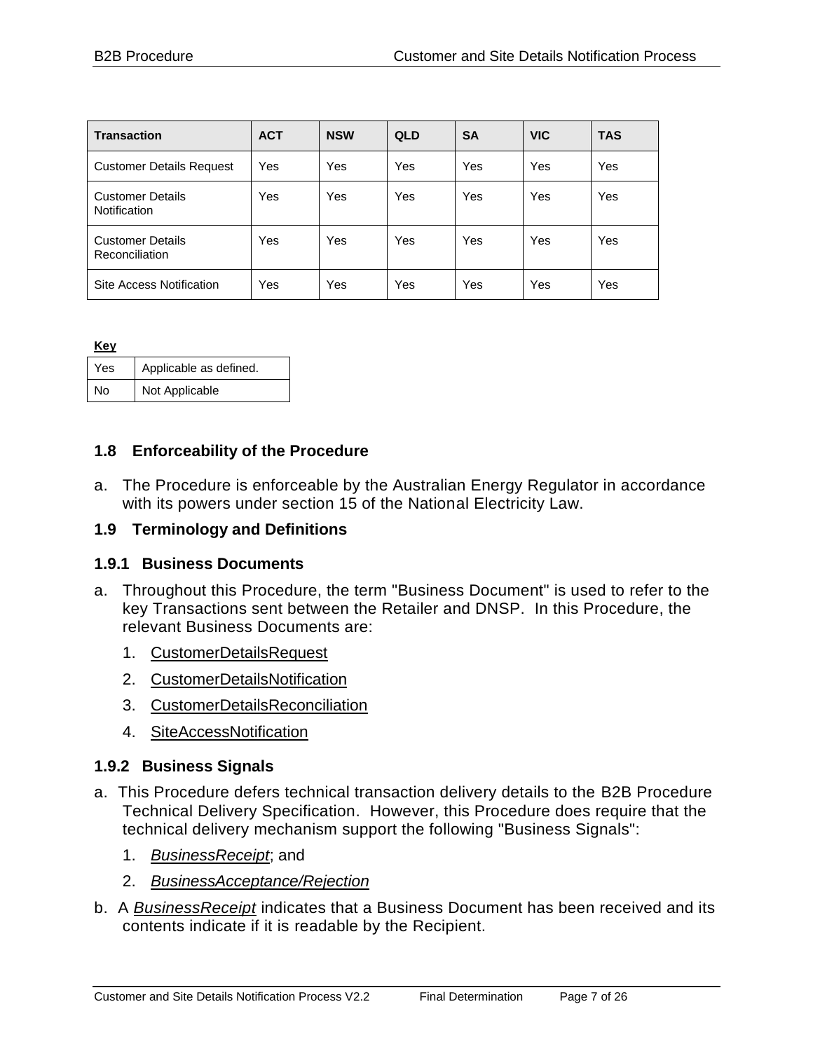| Transaction | ACT | NSW | QLD | SA | VIC | TAS |
| --- | --- | --- | --- | --- | --- | --- |
| Customer Details Request | Yes | Yes | Yes | Yes | Yes | Yes |
| Customer Details Notification | Yes | Yes | Yes | Yes | Yes | Yes |
| Customer Details Reconciliation | Yes | Yes | Yes | Yes | Yes | Yes |
| Site Access Notification | Yes | Yes | Yes | Yes | Yes | Yes |

**Key**

| Yes | Applicable as defined. |
| --- | --- |
| No | Not Applicable |

### 1.8 Enforceability of the Procedure

a. The Procedure is enforceable by the Australian Energy Regulator in accordance with its powers under section 15 of the National Electricity Law.

### 1.9 Terminology and Definitions

#### 1.9.1 Business Documents

a. Throughout this Procedure, the term "Business Document" is used to refer to the key Transactions sent between the Retailer and DNSP. In this Procedure, the relevant Business Documents are:

1. CustomerDetailsRequest
2. CustomerDetailsNotification
3. CustomerDetailsReconciliation
4. SiteAccessNotification

#### 1.9.2 Business Signals

a. This Procedure defers technical transaction delivery details to the B2B Procedure Technical Delivery Specification. However, this Procedure does require that the technical delivery mechanism support the following "Business Signals":

1. *BusinessReceipt*; and
2. *BusinessAcceptance/Rejection*

b. A *BusinessReceipt* indicates that a Business Document has been received and its contents indicate if it is readable by the Recipient.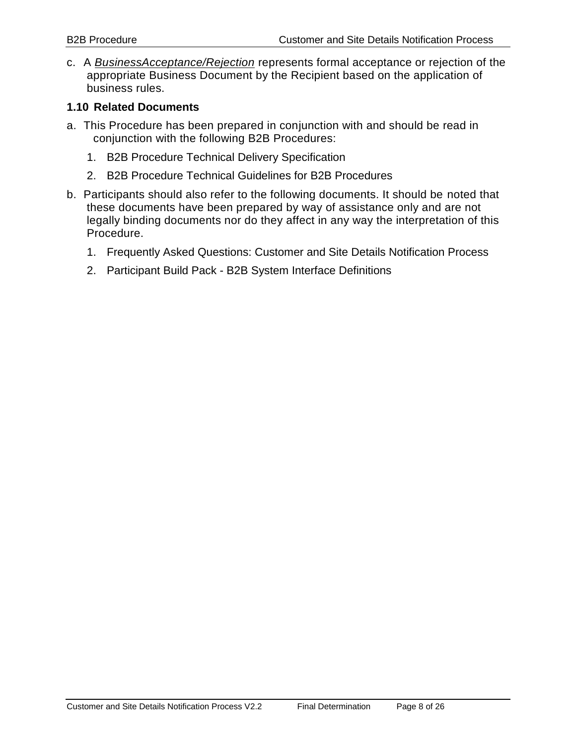c. A ***BusinessAcceptance/Rejection*** represents formal acceptance or rejection of the appropriate Business Document by the Recipient based on the application of business rules.

### 1.10 Related Documents

a. This Procedure has been prepared in conjunction with and should be read in conjunction with the following B2B Procedures:

1. B2B Procedure Technical Delivery Specification
2. B2B Procedure Technical Guidelines for B2B Procedures

b. Participants should also refer to the following documents. It should be noted that these documents have been prepared by way of assistance only and are not legally binding documents nor do they affect in any way the interpretation of this Procedure.

1. Frequently Asked Questions: Customer and Site Details Notification Process
2. Participant Build Pack - B2B System Interface Definitions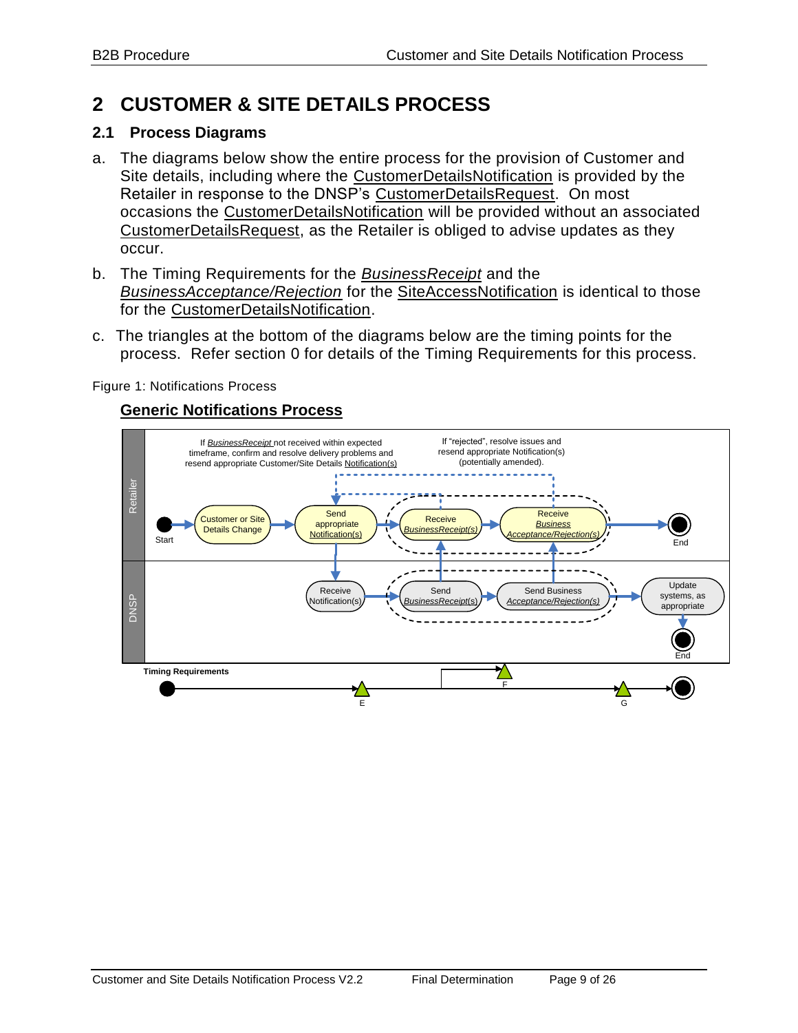# 2 CUSTOMER & SITE DETAILS PROCESS

## 2.1 Process Diagrams

a. The diagrams below show the entire process for the provision of Customer and Site details, including where the CustomerDetailsNotification is provided by the Retailer in response to the DNSP's CustomerDetailsRequest. On most occasions the CustomerDetailsNotification will be provided without an associated CustomerDetailsRequest, as the Retailer is obliged to advise updates as they occur.

b. The Timing Requirements for the *BusinessReceipt* and the *BusinessAcceptance/Rejection* for the SiteAccessNotification is identical to those for the CustomerDetailsNotification.

c. The triangles at the bottom of the diagrams below are the timing points for the process. Refer to section 0 for details of the Timing Requirements for this process.

Figure 1: Notifications Process

**Generic Notifications Process**

Retailer: Start → Customer or Site Details Change → Send appropriate Notification(s) → Receive *BusinessReceipt(s)* → Receive *Business Acceptance/Rejection(s)* → End

If *BusinessReceipt* not received within expected timeframe, confirm and resolve delivery problems and resend appropriate Customer/Site Details Notification(s)

If "rejected", resolve issues and resend appropriate Notification(s) (potentially amended).

DNSP: Receive Notification(s) → Send *BusinessReceipt(s)* → Send Business *Acceptance/Rejection(s)* → Update systems, as appropriate → End

Timing Requirements: E, F, G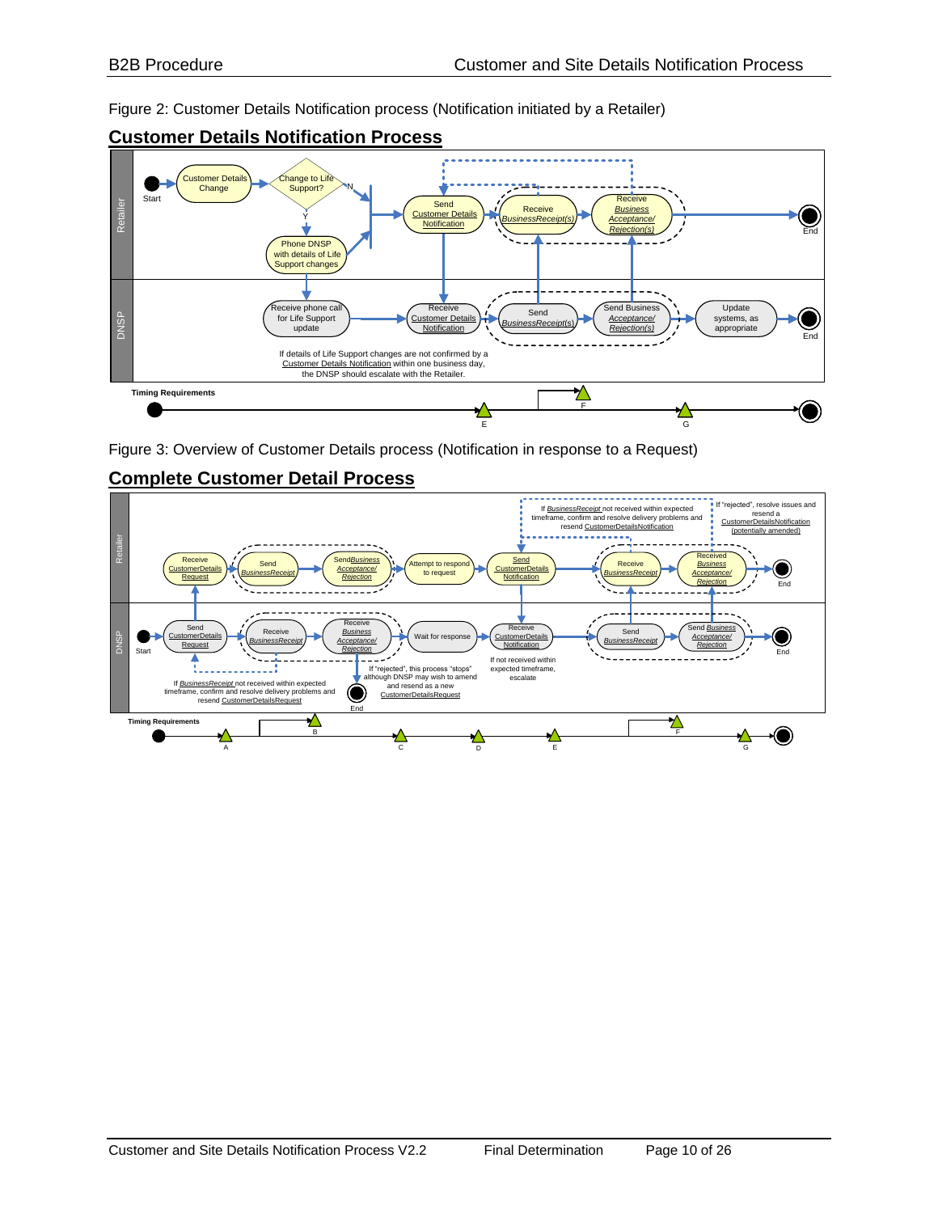Figure 2: Customer Details Notification process (Notification initiated by a Retailer)

## Customer Details Notification Process

Retailer

Start → Customer Details Change → Change to Life Support? (N / Y) → Phone DNSP with details of Life Support changes → Send Customer Details Notification → Receive BusinessReceipt(s) → Receive Business Acceptance/ Rejection(s) → End

DNSP

Receive phone call for Life Support update → Receive Customer Details Notification → Send BusinessReceipt(s) → Send Business Acceptance/ Rejection(s) → Update systems, as appropriate → End

If details of Life Support changes are not confirmed by a Customer Details Notification within one business day, the DNSP should escalate with the Retailer.

Timing Requirements: E, F, G

Figure 3: Overview of Customer Details process (Notification in response to a Request)

## Complete Customer Detail Process

Retailer

Receive CustomerDetails Request → Send BusinessReceipt → Send Business Acceptance/ Rejection → Attempt to respond to request → Send CustomerDetails Notification → Receive BusinessReceipt → Received Business Acceptance/ Rejection → End

If BusinessReceipt not received within expected timeframe, confirm and resolve delivery problems and resend CustomerDetailsNotification

If "rejected", resolve issues and resend a CustomerDetailsNotification (potentially amended)

DNSP

Start → Send CustomerDetails Request → Receive BusinessReceipt → Receive Business Acceptance/ Rejection → Wait for response → Receive CustomerDetails Notification → Send BusinessReceipt → Send Business Acceptance/ Rejection → End

If BusinessReceipt not received within expected timeframe, confirm and resolve delivery problems and resend CustomerDetailsRequest

If "rejected", this process "stops" although DNSP may wish to amend and resend as a new CustomerDetailsRequest → End

If not received within expected timeframe, escalate

Timing Requirements: A, B, C, D, E, F, G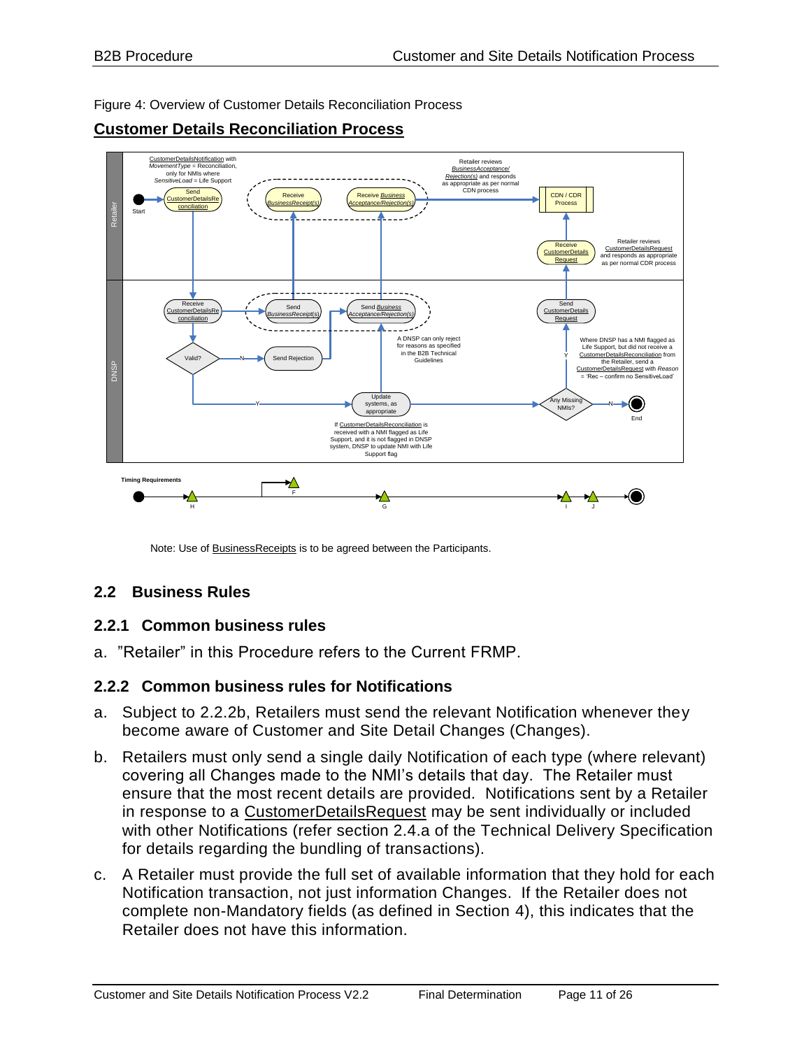Figure 4: Overview of Customer Details Reconciliation Process

**Customer Details Reconciliation Process**

Note: Use of BusinessReceipts is to be agreed between the Participants.

## 2.2 Business Rules

### 2.2.1 Common business rules

a. "Retailer" in this Procedure refers to the Current FRMP.

### 2.2.2 Common business rules for Notifications

a. Subject to 2.2.2b, Retailers must send the relevant Notification whenever they become aware of Customer and Site Detail Changes (Changes).

b. Retailers must only send a single daily Notification of each type (where relevant) covering all Changes made to the NMI's details that day. The Retailer must ensure that the most recent details are provided. Notifications sent by a Retailer in response to a CustomerDetailsRequest may be sent individually or included with other Notifications (refer section 2.4.a of the Technical Delivery Specification for details regarding the bundling of transactions).

c. A Retailer must provide the full set of available information that they hold for each Notification transaction, not just information Changes. If the Retailer does not complete non-Mandatory fields (as defined in Section 4), this indicates that the Retailer does not have this information.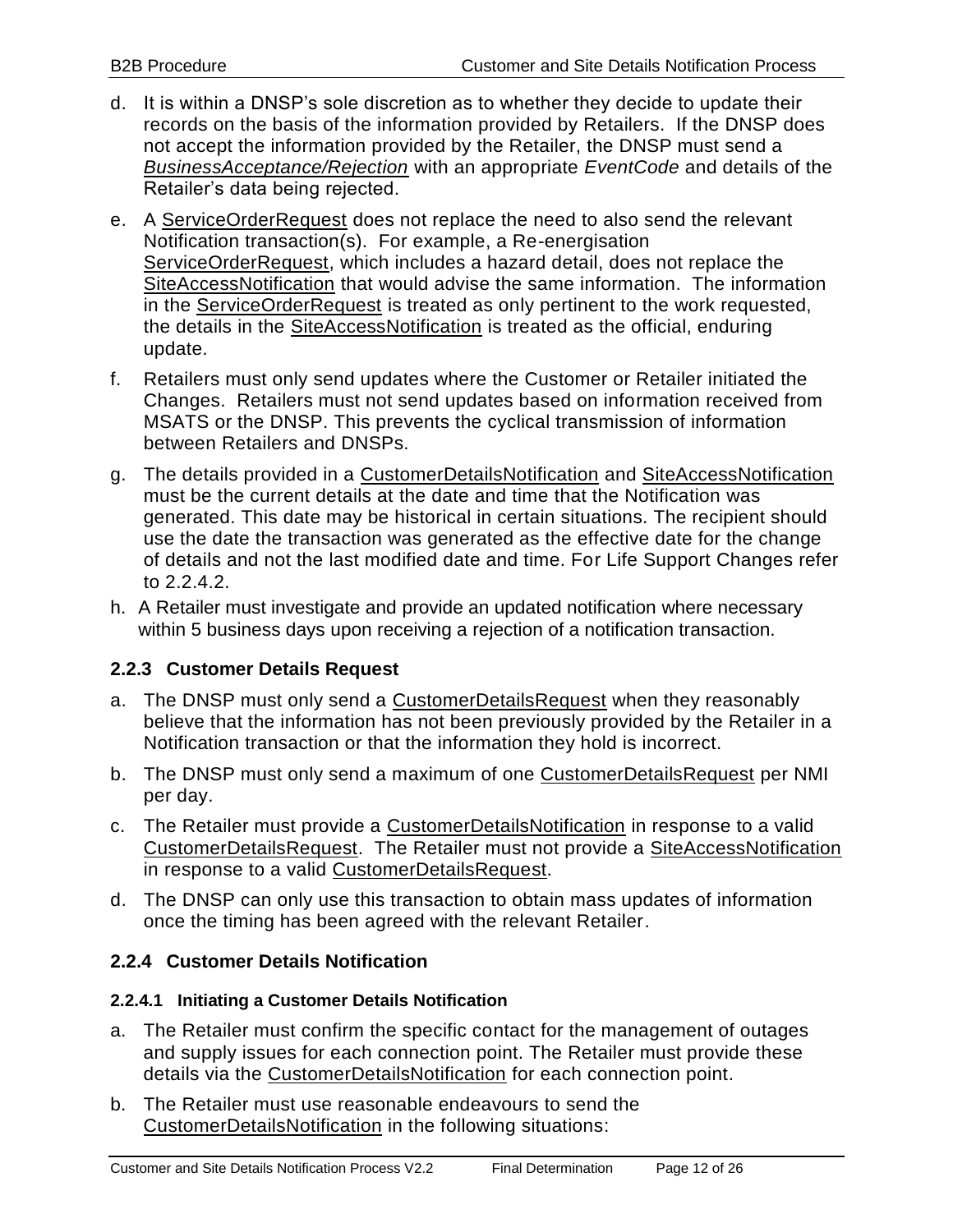d. It is within a DNSP's sole discretion as to whether they decide to update their records on the basis of the information provided by Retailers. If the DNSP does not accept the information provided by the Retailer, the DNSP must send a *BusinessAcceptance/Rejection* with an appropriate *EventCode* and details of the Retailer's data being rejected.

e. A ServiceOrderRequest does not replace the need to also send the relevant Notification transaction(s). For example, a Re-energisation ServiceOrderRequest, which includes a hazard detail, does not replace the SiteAccessNotification that would advise the same information. The information in the ServiceOrderRequest is treated as only pertinent to the work requested, the details in the SiteAccessNotification is treated as the official, enduring update.

f. Retailers must only send updates where the Customer or Retailer initiated the Changes. Retailers must not send updates based on information received from MSATS or the DNSP. This prevents the cyclical transmission of information between Retailers and DNSPs.

g. The details provided in a CustomerDetailsNotification and SiteAccessNotification must be the current details at the date and time that the Notification was generated. This date may be historical in certain situations. The recipient should use the date the transaction was generated as the effective date for the change of details and not the last modified date and time. For Life Support Changes refer to 2.2.4.2.

h. A Retailer must investigate and provide an updated notification where necessary within 5 business days upon receiving a rejection of a notification transaction.

### 2.2.3 Customer Details Request

a. The DNSP must only send a CustomerDetailsRequest when they reasonably believe that the information has not been previously provided by the Retailer in a Notification transaction or that the information they hold is incorrect.

b. The DNSP must only send a maximum of one CustomerDetailsRequest per NMI per day.

c. The Retailer must provide a CustomerDetailsNotification in response to a valid CustomerDetailsRequest. The Retailer must not provide a SiteAccessNotification in response to a valid CustomerDetailsRequest.

d. The DNSP can only use this transaction to obtain mass updates of information once the timing has been agreed with the relevant Retailer.

### 2.2.4 Customer Details Notification

#### 2.2.4.1 Initiating a Customer Details Notification

a. The Retailer must confirm the specific contact for the management of outages and supply issues for each connection point. The Retailer must provide these details via the CustomerDetailsNotification for each connection point.

b. The Retailer must use reasonable endeavours to send the CustomerDetailsNotification in the following situations: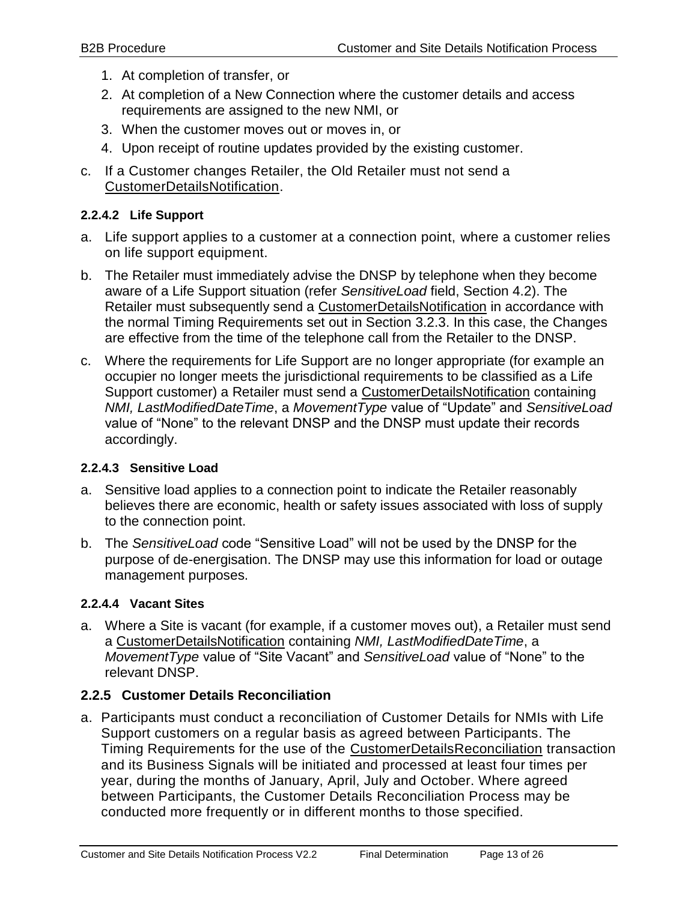1. At completion of transfer, or
2. At completion of a New Connection where the customer details and access requirements are assigned to the new NMI, or
3. When the customer moves out or moves in, or
4. Upon receipt of routine updates provided by the existing customer.

c. If a Customer changes Retailer, the Old Retailer must not send a CustomerDetailsNotification.

#### 2.2.4.2 Life Support

a. Life support applies to a customer at a connection point, where a customer relies on life support equipment.

b. The Retailer must immediately advise the DNSP by telephone when they become aware of a Life Support situation (refer *SensitiveLoad* field, Section 4.2). The Retailer must subsequently send a CustomerDetailsNotification in accordance with the normal Timing Requirements set out in Section 3.2.3. In this case, the Changes are effective from the time of the telephone call from the Retailer to the DNSP.

c. Where the requirements for Life Support are no longer appropriate (for example an occupier no longer meets the jurisdictional requirements to be classified as a Life Support customer) a Retailer must send a CustomerDetailsNotification containing *NMI, LastModifiedDateTime*, a *MovementType* value of "Update" and *SensitiveLoad* value of "None" to the relevant DNSP and the DNSP must update their records accordingly.

#### 2.2.4.3 Sensitive Load

a. Sensitive load applies to a connection point to indicate the Retailer reasonably believes there are economic, health or safety issues associated with loss of supply to the connection point.

b. The *SensitiveLoad* code "Sensitive Load" will not be used by the DNSP for the purpose of de-energisation. The DNSP may use this information for load or outage management purposes.

#### 2.2.4.4 Vacant Sites

a. Where a Site is vacant (for example, if a customer moves out), a Retailer must send a CustomerDetailsNotification containing *NMI, LastModifiedDateTime*, a *MovementType* value of "Site Vacant" and *SensitiveLoad* value of "None" to the relevant DNSP.

### 2.2.5 Customer Details Reconciliation

a. Participants must conduct a reconciliation of Customer Details for NMIs with Life Support customers on a regular basis as agreed between Participants. The Timing Requirements for the use of the CustomerDetailsReconciliation transaction and its Business Signals will be initiated and processed at least four times per year, during the months of January, April, July and October. Where agreed between Participants, the Customer Details Reconciliation Process may be conducted more frequently or in different months to those specified.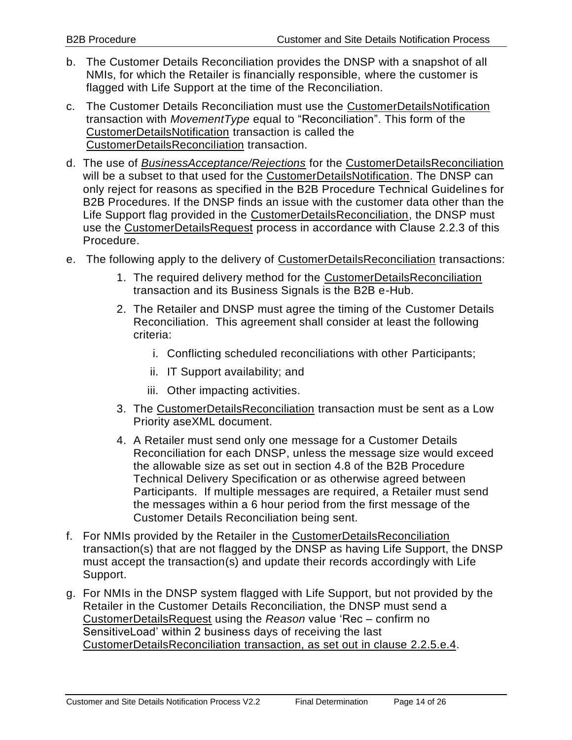b. The Customer Details Reconciliation provides the DNSP with a snapshot of all NMIs, for which the Retailer is financially responsible, where the customer is flagged with Life Support at the time of the Reconciliation.

c. The Customer Details Reconciliation must use the CustomerDetailsNotification transaction with *MovementType* equal to "Reconciliation". This form of the CustomerDetailsNotification transaction is called the CustomerDetailsReconciliation transaction.

d. The use of *BusinessAcceptance/Rejections* for the CustomerDetailsReconciliation will be a subset to that used for the CustomerDetailsNotification. The DNSP can only reject for reasons as specified in the B2B Procedure Technical Guidelines for B2B Procedures. If the DNSP finds an issue with the customer data other than the Life Support flag provided in the CustomerDetailsReconciliation, the DNSP must use the CustomerDetailsRequest process in accordance with Clause 2.2.3 of this Procedure.

e. The following apply to the delivery of CustomerDetailsReconciliation transactions:

   1. The required delivery method for the CustomerDetailsReconciliation transaction and its Business Signals is the B2B e-Hub.

   2. The Retailer and DNSP must agree the timing of the Customer Details Reconciliation. This agreement shall consider at least the following criteria:

      i. Conflicting scheduled reconciliations with other Participants;

      ii. IT Support availability; and

      iii. Other impacting activities.

   3. The CustomerDetailsReconciliation transaction must be sent as a Low Priority aseXML document.

   4. A Retailer must send only one message for a Customer Details Reconciliation for each DNSP, unless the message size would exceed the allowable size as set out in section 4.8 of the B2B Procedure Technical Delivery Specification or as otherwise agreed between Participants. If multiple messages are required, a Retailer must send the messages within a 6 hour period from the first message of the Customer Details Reconciliation being sent.

f. For NMIs provided by the Retailer in the CustomerDetailsReconciliation transaction(s) that are not flagged by the DNSP as having Life Support, the DNSP must accept the transaction(s) and update their records accordingly with Life Support.

g. For NMIs in the DNSP system flagged with Life Support, but not provided by the Retailer in the Customer Details Reconciliation, the DNSP must send a CustomerDetailsRequest using the *Reason* value 'Rec – confirm no SensitiveLoad' within 2 business days of receiving the last CustomerDetailsReconciliation transaction, as set out in clause 2.2.5.e.4.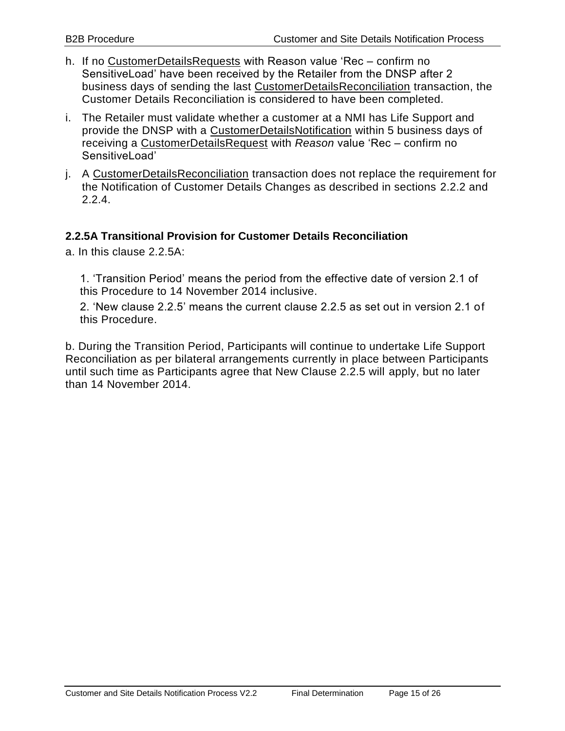h. If no CustomerDetailsRequests with Reason value 'Rec – confirm no SensitiveLoad' have been received by the Retailer from the DNSP after 2 business days of sending the last CustomerDetailsReconciliation transaction, the Customer Details Reconciliation is considered to have been completed.

i. The Retailer must validate whether a customer at a NMI has Life Support and provide the DNSP with a CustomerDetailsNotification within 5 business days of receiving a CustomerDetailsRequest with *Reason* value 'Rec – confirm no SensitiveLoad'

j. A CustomerDetailsReconciliation transaction does not replace the requirement for the Notification of Customer Details Changes as described in sections 2.2.2 and 2.2.4.

### 2.2.5A Transitional Provision for Customer Details Reconciliation

a. In this clause 2.2.5A:

1. 'Transition Period' means the period from the effective date of version 2.1 of this Procedure to 14 November 2014 inclusive.
2. 'New clause 2.2.5' means the current clause 2.2.5 as set out in version 2.1 of this Procedure.

b. During the Transition Period, Participants will continue to undertake Life Support Reconciliation as per bilateral arrangements currently in place between Participants until such time as Participants agree that New Clause 2.2.5 will apply, but no later than 14 November 2014.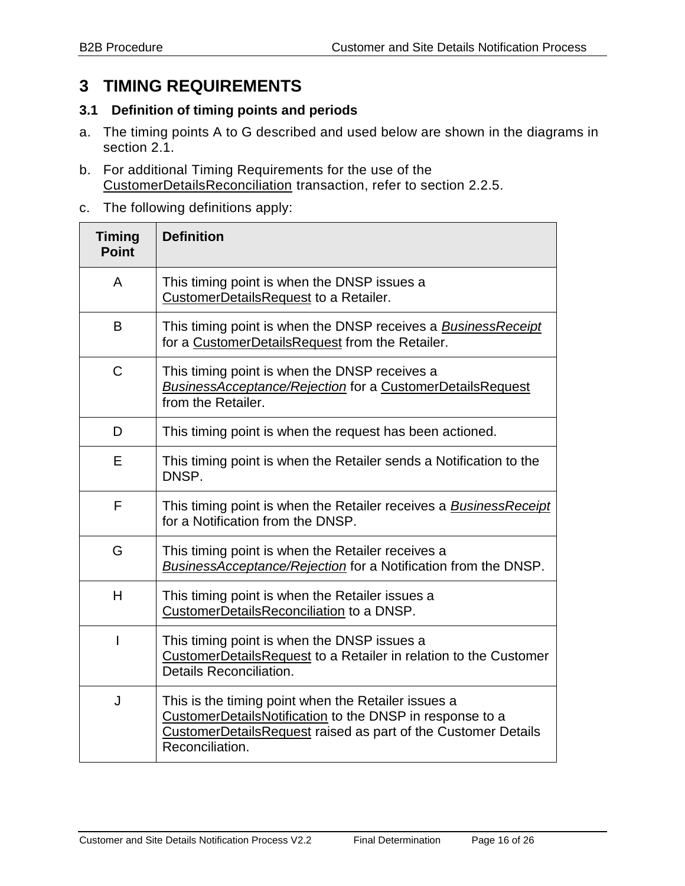# 3 TIMING REQUIREMENTS

## 3.1 Definition of timing points and periods

a. The timing points A to G described and used below are shown in the diagrams in section 2.1.

b. For additional Timing Requirements for the use of the CustomerDetailsReconciliation transaction, refer to section 2.2.5.

c. The following definitions apply:

| Timing Point | Definition |
|---|---|
| A | This timing point is when the DNSP issues a CustomerDetailsRequest to a Retailer. |
| B | This timing point is when the DNSP receives a *BusinessReceipt* for a CustomerDetailsRequest from the Retailer. |
| C | This timing point is when the DNSP receives a *BusinessAcceptance/Rejection* for a CustomerDetailsRequest from the Retailer. |
| D | This timing point is when the request has been actioned. |
| E | This timing point is when the Retailer sends a Notification to the DNSP. |
| F | This timing point is when the Retailer receives a *BusinessReceipt* for a Notification from the DNSP. |
| G | This timing point is when the Retailer receives a *BusinessAcceptance/Rejection* for a Notification from the DNSP. |
| H | This timing point is when the Retailer issues a CustomerDetailsReconciliation to a DNSP. |
| I | This timing point is when the DNSP issues a CustomerDetailsRequest to a Retailer in relation to the Customer Details Reconciliation. |
| J | This is the timing point when the Retailer issues a CustomerDetailsNotification to the DNSP in response to a CustomerDetailsRequest raised as part of the Customer Details Reconciliation. |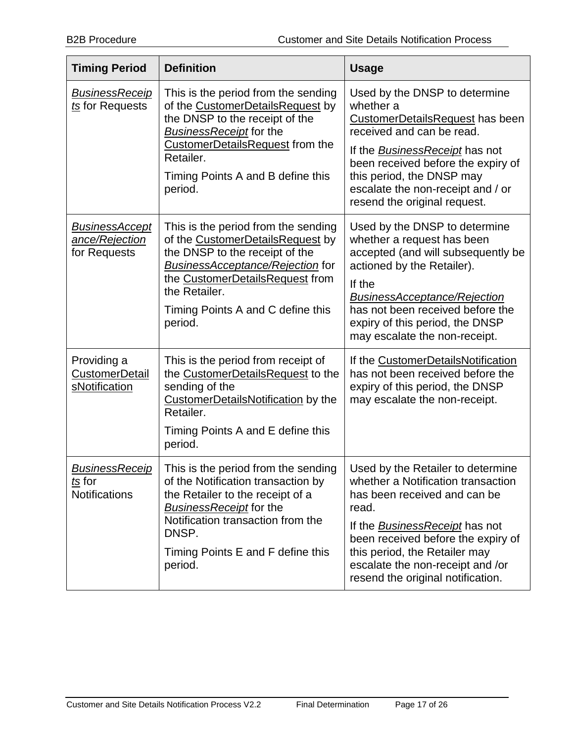| Timing Period | Definition | Usage |
| --- | --- | --- |
| *BusinessReceipts* for Requests | This is the period from the sending of the CustomerDetailsRequest by the DNSP to the receipt of the *BusinessReceipt* for the CustomerDetailsRequest from the Retailer.<br><br>Timing Points A and B define this period. | Used by the DNSP to determine whether a CustomerDetailsRequest has been received and can be read.<br><br>If the *BusinessReceipt* has not been received before the expiry of this period, the DNSP may escalate the non-receipt and / or resend the original request. |
| *BusinessAcceptance/Rejection* for Requests | This is the period from the sending of the CustomerDetailsRequest by the DNSP to the receipt of the *BusinessAcceptance/Rejection* for the CustomerDetailsRequest from the Retailer.<br><br>Timing Points A and C define this period. | Used by the DNSP to determine whether a request has been accepted (and will subsequently be actioned by the Retailer).<br><br>If the *BusinessAcceptance/Rejection* has not been received before the expiry of this period, the DNSP may escalate the non-receipt. |
| Providing a CustomerDetailsNotification | This is the period from receipt of the CustomerDetailsRequest to the sending of the CustomerDetailsNotification by the Retailer.<br><br>Timing Points A and E define this period. | If the CustomerDetailsNotification has not been received before the expiry of this period, the DNSP may escalate the non-receipt. |
| *BusinessReceipts* for Notifications | This is the period from the sending of the Notification transaction by the Retailer to the receipt of a *BusinessReceipt* for the Notification transaction from the DNSP.<br><br>Timing Points E and F define this period. | Used by the Retailer to determine whether a Notification transaction has been received and can be read.<br><br>If the *BusinessReceipt* has not been received before the expiry of this period, the Retailer may escalate the non-receipt and /or resend the original notification. |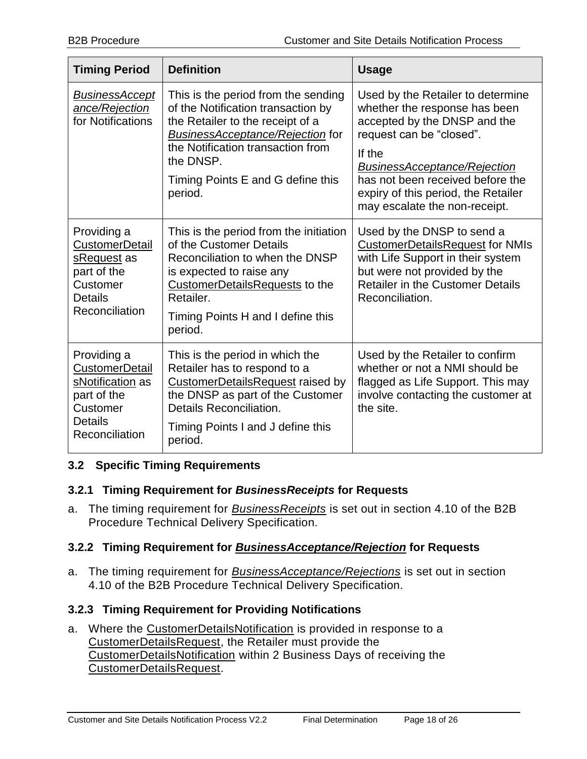| Timing Period | Definition | Usage |
| --- | --- | --- |
| *BusinessAcceptance/Rejection* for Notifications | This is the period from the sending of the Notification transaction by the Retailer to the receipt of a *BusinessAcceptance/Rejection* for the Notification transaction from the DNSP.<br><br>Timing Points E and G define this period. | Used by the Retailer to determine whether the response has been accepted by the DNSP and the request can be "closed".<br><br>If the *BusinessAcceptance/Rejection* has not been received before the expiry of this period, the Retailer may escalate the non-receipt. |
| Providing a CustomerDetailsRequest as part of the Customer Details Reconciliation | This is the period from the initiation of the Customer Details Reconciliation to when the DNSP is expected to raise any CustomerDetailsRequests to the Retailer.<br><br>Timing Points H and I define this period. | Used by the DNSP to send a CustomerDetailsRequest for NMIs with Life Support in their system but were not provided by the Retailer in the Customer Details Reconciliation. |
| Providing a CustomerDetailsNotification as part of the Customer Details Reconciliation | This is the period in which the Retailer has to respond to a CustomerDetailsRequest raised by the DNSP as part of the Customer Details Reconciliation.<br><br>Timing Points I and J define this period. | Used by the Retailer to confirm whether or not a NMI should be flagged as Life Support. This may involve contacting the customer at the site. |

### 3.2 Specific Timing Requirements

#### 3.2.1 Timing Requirement for *BusinessReceipts* for Requests

a. The timing requirement for *BusinessReceipts* is set out in section 4.10 of the B2B Procedure Technical Delivery Specification.

#### 3.2.2 Timing Requirement for *BusinessAcceptance/Rejection* for Requests

a. The timing requirement for *BusinessAcceptance/Rejections* is set out in section 4.10 of the B2B Procedure Technical Delivery Specification.

#### 3.2.3 Timing Requirement for Providing Notifications

a. Where the CustomerDetailsNotification is provided in response to a CustomerDetailsRequest, the Retailer must provide the CustomerDetailsNotification within 2 Business Days of receiving the CustomerDetailsRequest.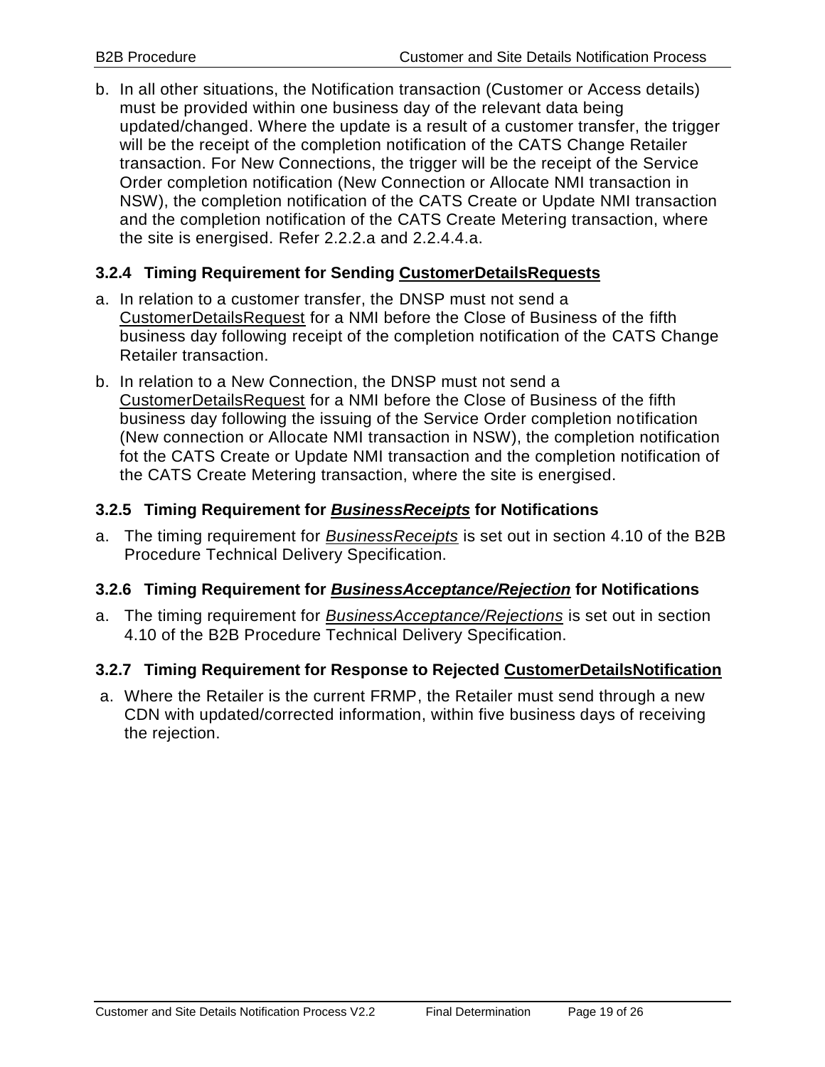b. In all other situations, the Notification transaction (Customer or Access details) must be provided within one business day of the relevant data being updated/changed. Where the update is a result of a customer transfer, the trigger will be the receipt of the completion notification of the CATS Change Retailer transaction. For New Connections, the trigger will be the receipt of the Service Order completion notification (New Connection or Allocate NMI transaction in NSW), the completion notification of the CATS Create or Update NMI transaction and the completion notification of the CATS Create Metering transaction, where the site is energised. Refer 2.2.2.a and 2.2.4.4.a.

### 3.2.4 Timing Requirement for Sending CustomerDetailsRequests

a. In relation to a customer transfer, the DNSP must not send a CustomerDetailsRequest for a NMI before the Close of Business of the fifth business day following receipt of the completion notification of the CATS Change Retailer transaction.

b. In relation to a New Connection, the DNSP must not send a CustomerDetailsRequest for a NMI before the Close of Business of the fifth business day following the issuing of the Service Order completion notification (New connection or Allocate NMI transaction in NSW), the completion notification fot the CATS Create or Update NMI transaction and the completion notification of the CATS Create Metering transaction, where the site is energised.

### 3.2.5 Timing Requirement for *BusinessReceipts* for Notifications

a. The timing requirement for *BusinessReceipts* is set out in section 4.10 of the B2B Procedure Technical Delivery Specification.

### 3.2.6 Timing Requirement for *BusinessAcceptance/Rejection* for Notifications

a. The timing requirement for *BusinessAcceptance/Rejections* is set out in section 4.10 of the B2B Procedure Technical Delivery Specification.

### 3.2.7 Timing Requirement for Response to Rejected CustomerDetailsNotification

a. Where the Retailer is the current FRMP, the Retailer must send through a new CDN with updated/corrected information, within five business days of receiving the rejection.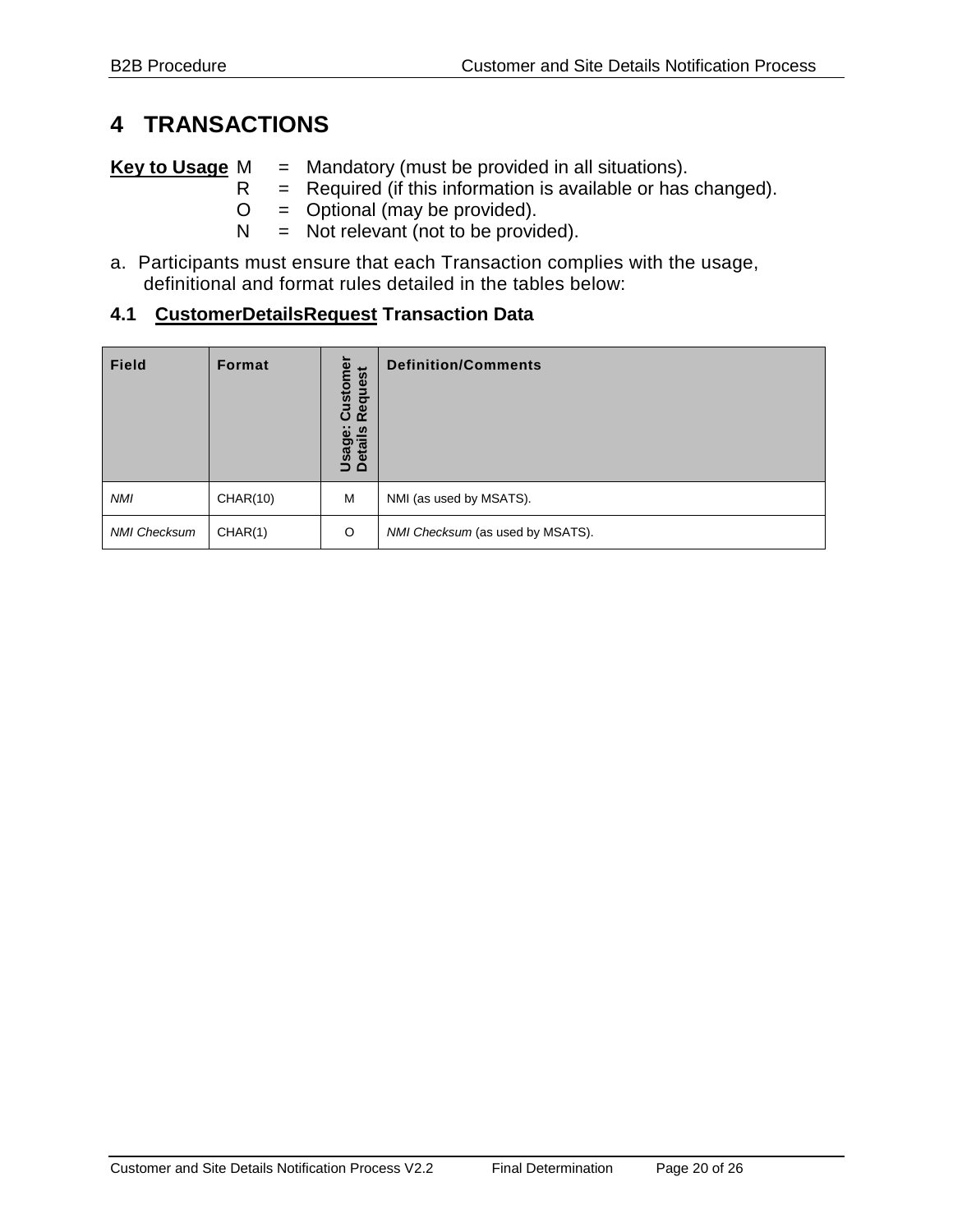# 4 TRANSACTIONS

**Key to Usage**

- M = Mandatory (must be provided in all situations).
- R = Required (if this information is available or has changed).
- O = Optional (may be provided).
- N = Not relevant (not to be provided).

a. Participants must ensure that each Transaction complies with the usage, definitional and format rules detailed in the tables below:

## 4.1 CustomerDetailsRequest Transaction Data

| Field | Format | Usage: Customer Details Request | Definition/Comments |
|---|---|---|---|
| *NMI* | CHAR(10) | M | NMI (as used by MSATS). |
| *NMI Checksum* | CHAR(1) | O | *NMI Checksum* (as used by MSATS). |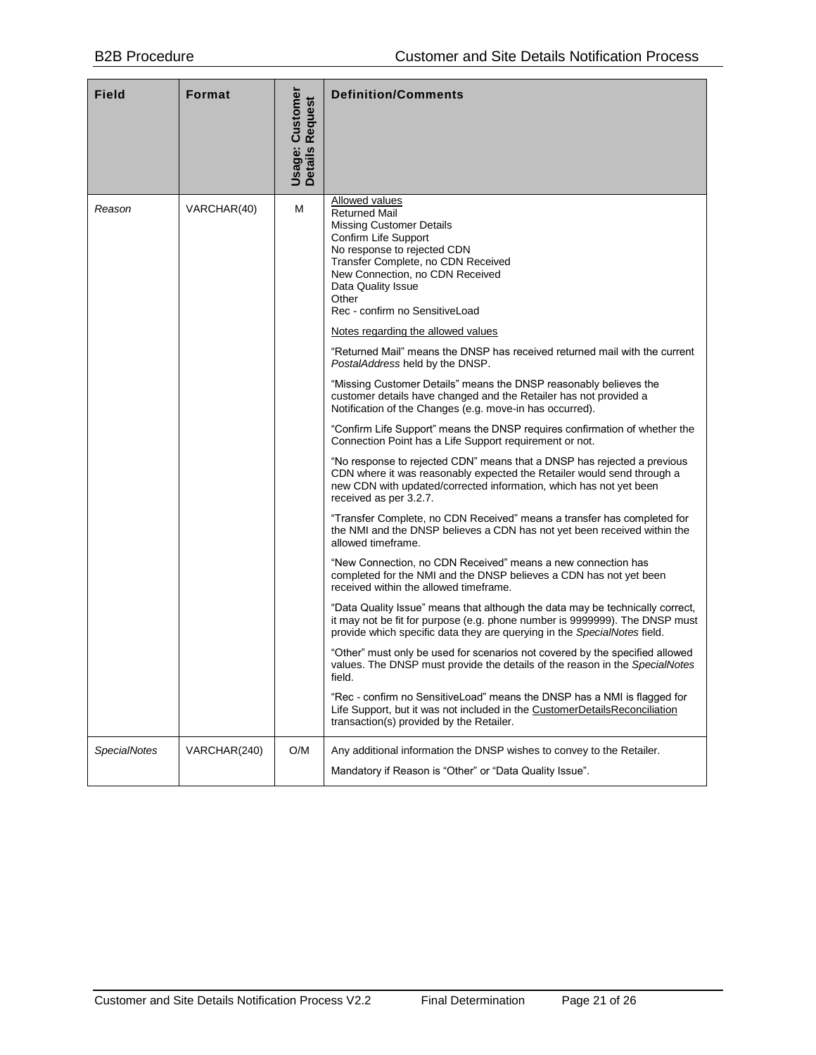| Field | Format | Usage: Customer Details Request | Definition/Comments |
|---|---|---|---|
| *Reason* | VARCHAR(40) | M | <u>Allowed values</u><br>Returned Mail<br>Missing Customer Details<br>Confirm Life Support<br>No response to rejected CDN<br>Transfer Complete, no CDN Received<br>New Connection, no CDN Received<br>Data Quality Issue<br>Other<br>Rec - confirm no SensitiveLoad<br><br><u>Notes regarding the allowed values</u><br><br>"Returned Mail" means the DNSP has received returned mail with the current *PostalAddress* held by the DNSP.<br><br>"Missing Customer Details" means the DNSP reasonably believes the customer details have changed and the Retailer has not provided a Notification of the Changes (e.g. move-in has occurred).<br><br>"Confirm Life Support" means the DNSP requires confirmation of whether the Connection Point has a Life Support requirement or not.<br><br>"No response to rejected CDN" means that a DNSP has rejected a previous CDN where it was reasonably expected the Retailer would send through a new CDN with updated/corrected information, which has not yet been received as per 3.2.7.<br><br>"Transfer Complete, no CDN Received" means a transfer has completed for the NMI and the DNSP believes a CDN has not yet been received within the allowed timeframe.<br><br>"New Connection, no CDN Received" means a new connection has completed for the NMI and the DNSP believes a CDN has not yet been received within the allowed timeframe.<br><br>"Data Quality Issue" means that although the data may be technically correct, it may not be fit for purpose (e.g. phone number is 9999999). The DNSP must provide which specific data they are querying in the *SpecialNotes* field.<br><br>"Other" must only be used for scenarios not covered by the specified allowed values. The DNSP must provide the details of the reason in the *SpecialNotes* field.<br><br>"Rec - confirm no SensitiveLoad" means the DNSP has a NMI is flagged for Life Support, but it was not included in the <u>CustomerDetailsReconciliation</u> transaction(s) provided by the Retailer. |
| *SpecialNotes* | VARCHAR(240) | O/M | Any additional information the DNSP wishes to convey to the Retailer.<br><br>Mandatory if Reason is "Other" or "Data Quality Issue". |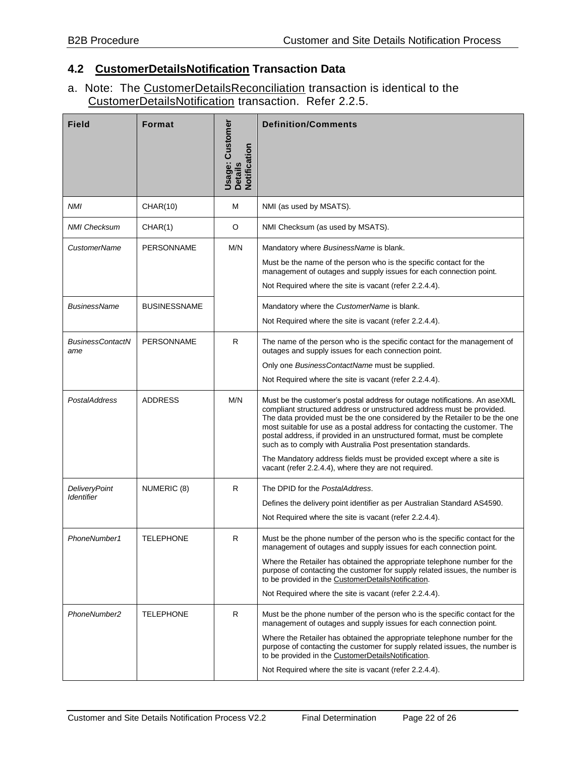## 4.2 CustomerDetailsNotification Transaction Data

a. Note: The CustomerDetailsReconciliation transaction is identical to the CustomerDetailsNotification transaction. Refer 2.2.5.

| Field | Format | Usage: Customer Details Notification | Definition/Comments |
|---|---|---|---|
| *NMI* | CHAR(10) | M | NMI (as used by MSATS). |
| *NMI Checksum* | CHAR(1) | O | NMI Checksum (as used by MSATS). |
| *CustomerName* | PERSONNAME | M/N | Mandatory where *BusinessName* is blank.<br>Must be the name of the person who is the specific contact for the management of outages and supply issues for each connection point.<br>Not Required where the site is vacant (refer 2.2.4.4). |
| *BusinessName* | BUSINESSNAME | | Mandatory where the *CustomerName* is blank.<br>Not Required where the site is vacant (refer 2.2.4.4). |
| *BusinessContactName* | PERSONNAME | R | The name of the person who is the specific contact for the management of outages and supply issues for each connection point.<br>Only one *BusinessContactName* must be supplied.<br>Not Required where the site is vacant (refer 2.2.4.4). |
| *PostalAddress* | ADDRESS | M/N | Must be the customer's postal address for outage notifications. An aseXML compliant structured address or unstructured address must be provided. The data provided must be the one considered by the Retailer to be the one most suitable for use as a postal address for contacting the customer. The postal address, if provided in an unstructured format, must be complete such as to comply with Australia Post presentation standards.<br>The Mandatory address fields must be provided except where a site is vacant (refer 2.2.4.4), where they are not required. |
| *DeliveryPoint Identifier* | NUMERIC (8) | R | The DPID for the *PostalAddress*.<br>Defines the delivery point identifier as per Australian Standard AS4590.<br>Not Required where the site is vacant (refer 2.2.4.4). |
| *PhoneNumber1* | TELEPHONE | R | Must be the phone number of the person who is the specific contact for the management of outages and supply issues for each connection point.<br>Where the Retailer has obtained the appropriate telephone number for the purpose of contacting the customer for supply related issues, the number is to be provided in the CustomerDetailsNotification.<br>Not Required where the site is vacant (refer 2.2.4.4). |
| *PhoneNumber2* | TELEPHONE | R | Must be the phone number of the person who is the specific contact for the management of outages and supply issues for each connection point.<br>Where the Retailer has obtained the appropriate telephone number for the purpose of contacting the customer for supply related issues, the number is to be provided in the CustomerDetailsNotification.<br>Not Required where the site is vacant (refer 2.2.4.4). |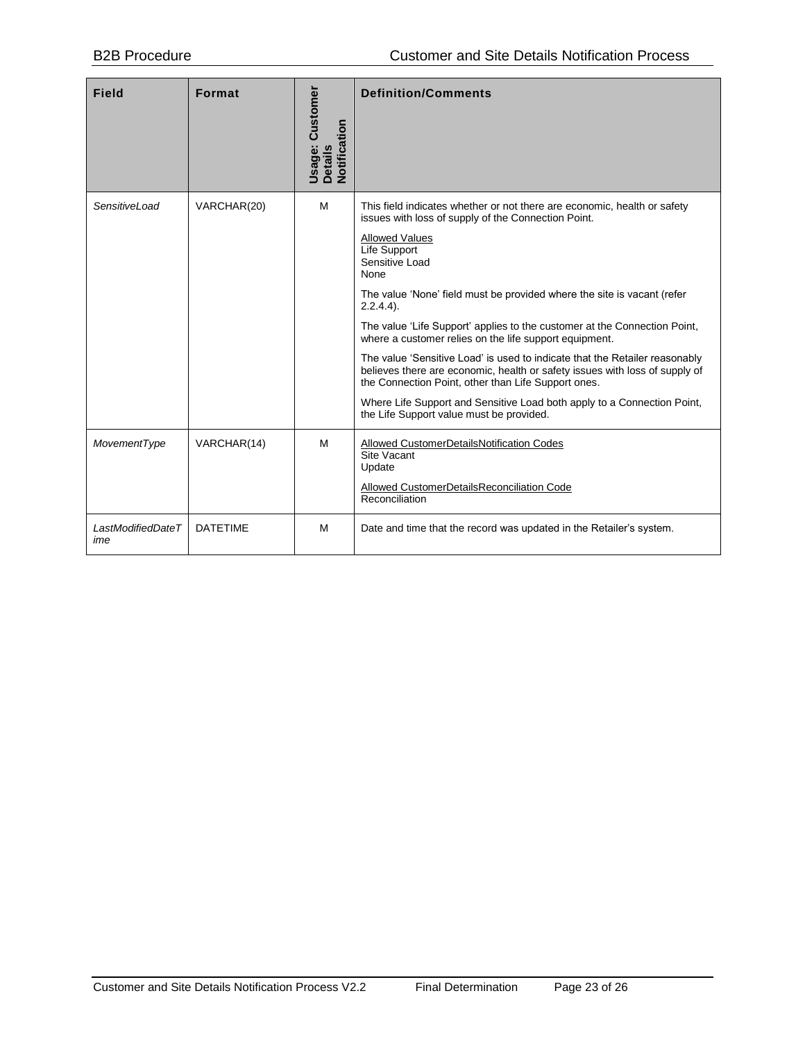| Field | Format | Usage: Customer Details Notification | Definition/Comments |
|---|---|---|---|
| *SensitiveLoad* | VARCHAR(20) | M | This field indicates whether or not there are economic, health or safety issues with loss of supply of the Connection Point.<br><br><u>Allowed Values</u><br>Life Support<br>Sensitive Load<br>None<br><br>The value 'None' field must be provided where the site is vacant (refer 2.2.4.4).<br><br>The value 'Life Support' applies to the customer at the Connection Point, where a customer relies on the life support equipment.<br><br>The value 'Sensitive Load' is used to indicate that the Retailer reasonably believes there are economic, health or safety issues with loss of supply of the Connection Point, other than Life Support ones.<br><br>Where Life Support and Sensitive Load both apply to a Connection Point, the Life Support value must be provided. |
| *MovementType* | VARCHAR(14) | M | <u>Allowed CustomerDetailsNotification Codes</u><br>Site Vacant<br>Update<br><br><u>Allowed CustomerDetailsReconciliation Code</u><br>Reconciliation |
| *LastModifiedDateTime* | DATETIME | M | Date and time that the record was updated in the Retailer's system. |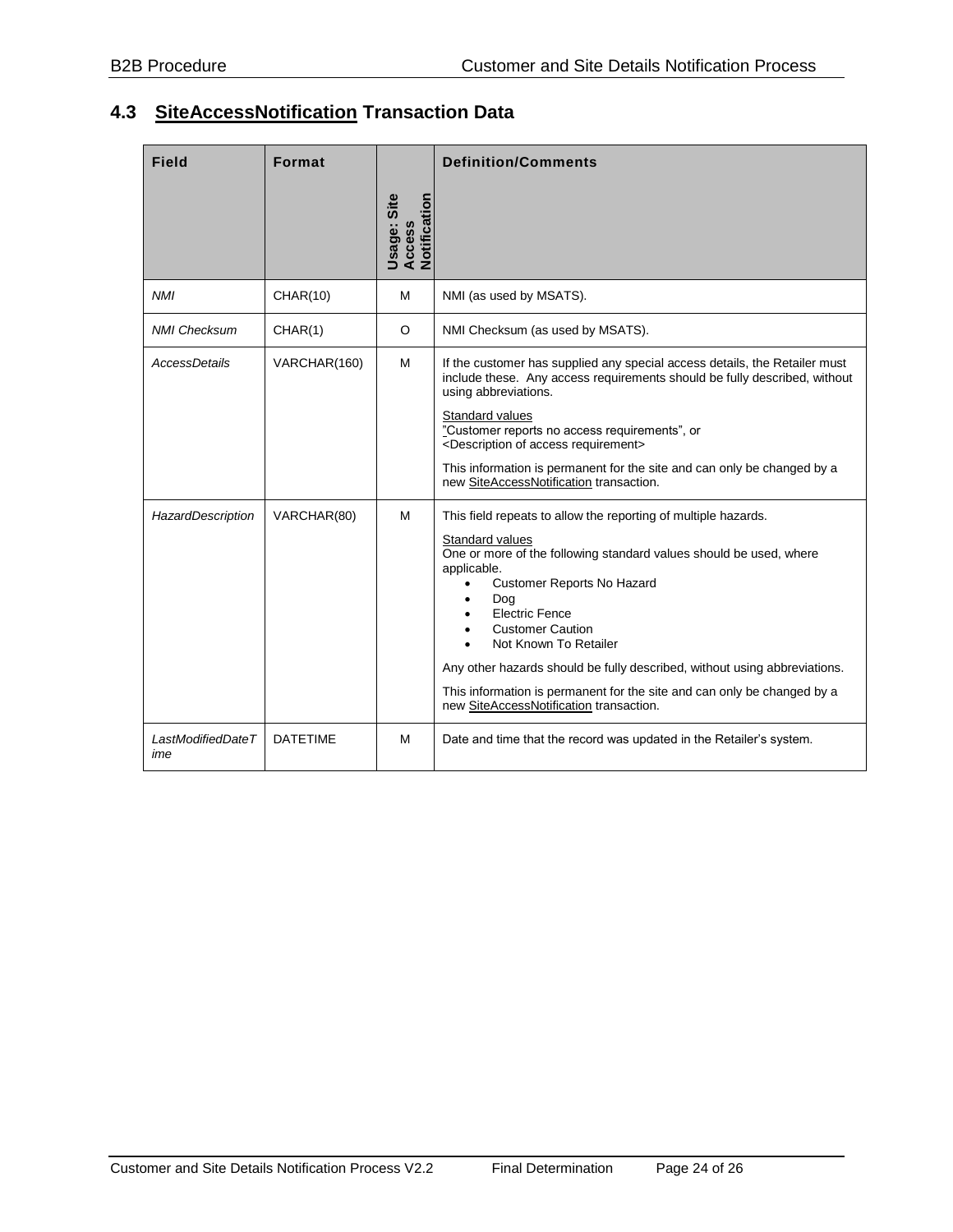## 4.3 SiteAccessNotification Transaction Data

| Field | Format | Usage: Site Access Notification | Definition/Comments |
|---|---|---|---|
| *NMI* | CHAR(10) | M | NMI (as used by MSATS). |
| *NMI Checksum* | CHAR(1) | O | NMI Checksum (as used by MSATS). |
| *AccessDetails* | VARCHAR(160) | M | If the customer has supplied any special access details, the Retailer must include these. Any access requirements should be fully described, without using abbreviations.<br><br>Standard values<br>"Customer reports no access requirements", or<br><Description of access requirement><br><br>This information is permanent for the site and can only be changed by a new SiteAccessNotification transaction. |
| *HazardDescription* | VARCHAR(80) | M | This field repeats to allow the reporting of multiple hazards.<br><br>Standard values<br>One or more of the following standard values should be used, where applicable.<br>• Customer Reports No Hazard<br>• Dog<br>• Electric Fence<br>• Customer Caution<br>• Not Known To Retailer<br><br>Any other hazards should be fully described, without using abbreviations.<br><br>This information is permanent for the site and can only be changed by a new SiteAccessNotification transaction. |
| *LastModifiedDateTime* | DATETIME | M | Date and time that the record was updated in the Retailer's system. |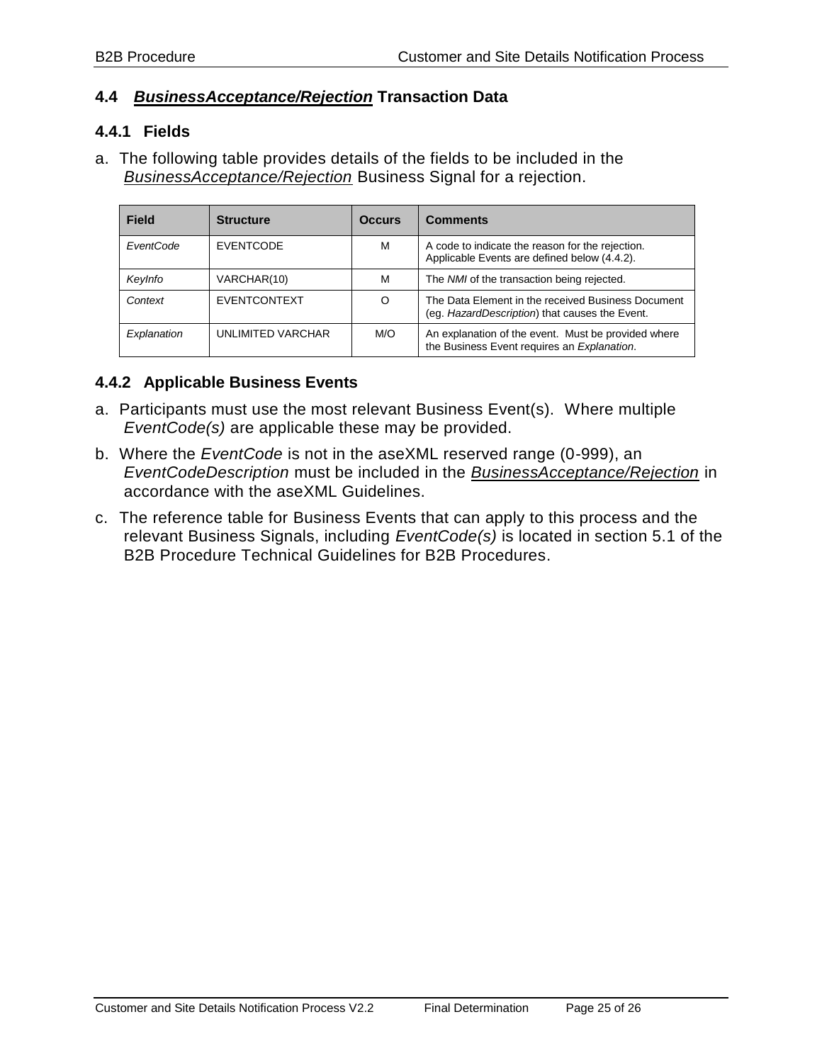## 4.4 ***BusinessAcceptance/Rejection*** Transaction Data

### 4.4.1 Fields

a. The following table provides details of the fields to be included in the *BusinessAcceptance/Rejection* Business Signal for a rejection.

| Field | Structure | Occurs | Comments |
|---|---|---|---|
| *EventCode* | EVENTCODE | M | A code to indicate the reason for the rejection. Applicable Events are defined below (4.4.2). |
| *KeyInfo* | VARCHAR(10) | M | The *NMI* of the transaction being rejected. |
| *Context* | EVENTCONTEXT | O | The Data Element in the received Business Document (eg. *HazardDescription*) that causes the Event. |
| *Explanation* | UNLIMITED VARCHAR | M/O | An explanation of the event. Must be provided where the Business Event requires an *Explanation*. |

### 4.4.2 Applicable Business Events

a. Participants must use the most relevant Business Event(s). Where multiple *EventCode(s)* are applicable these may be provided.

b. Where the *EventCode* is not in the aseXML reserved range (0-999), an *EventCodeDescription* must be included in the *BusinessAcceptance/Rejection* in accordance with the aseXML Guidelines.

c. The reference table for Business Events that can apply to this process and the relevant Business Signals, including *EventCode(s)* is located in section 5.1 of the B2B Procedure Technical Guidelines for B2B Procedures.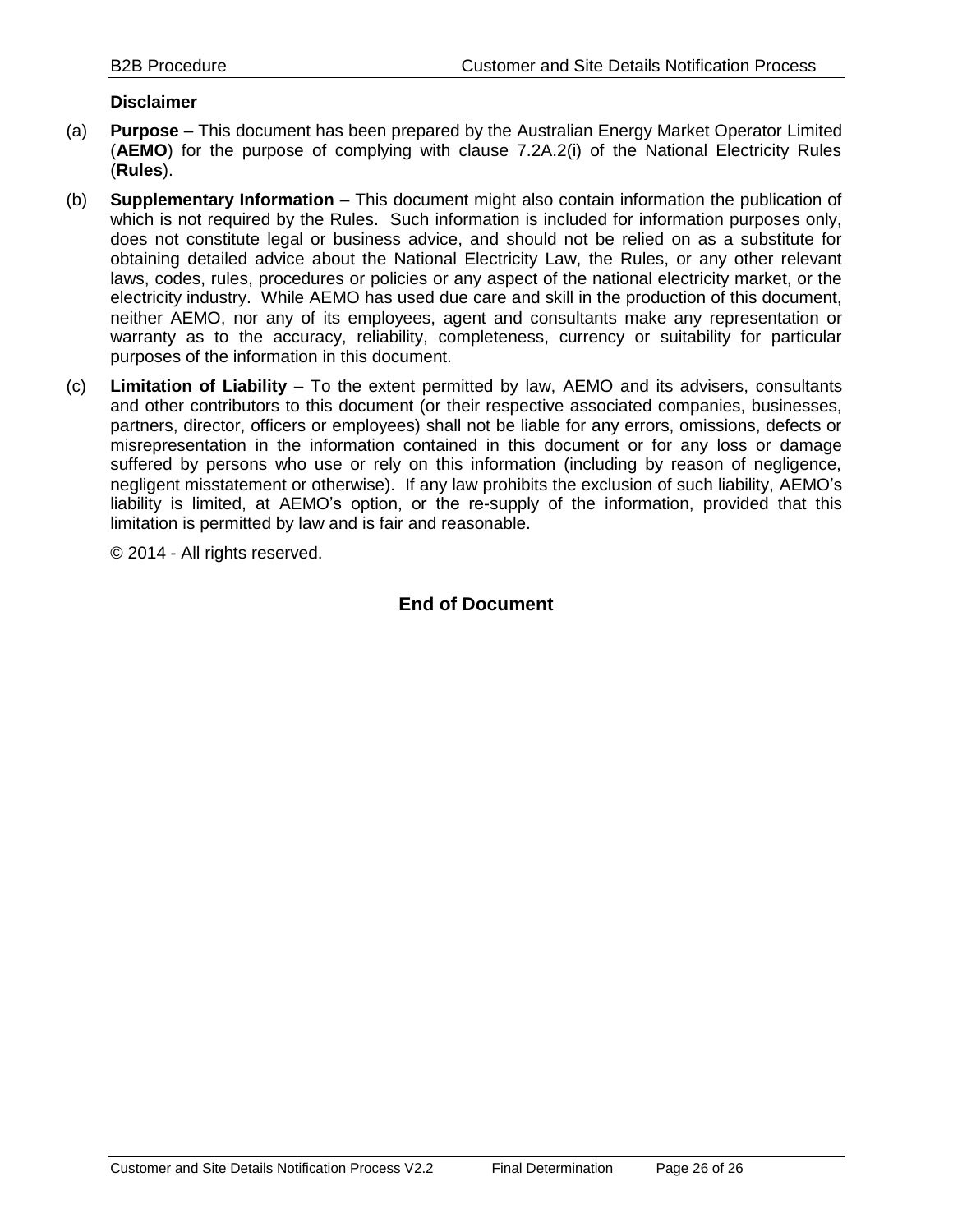**Disclaimer**

(a) **Purpose** – This document has been prepared by the Australian Energy Market Operator Limited (**AEMO**) for the purpose of complying with clause 7.2A.2(i) of the National Electricity Rules (**Rules**).

(b) **Supplementary Information** – This document might also contain information the publication of which is not required by the Rules. Such information is included for information purposes only, does not constitute legal or business advice, and should not be relied on as a substitute for obtaining detailed advice about the National Electricity Law, the Rules, or any other relevant laws, codes, rules, procedures or policies or any aspect of the national electricity market, or the electricity industry. While AEMO has used due care and skill in the production of this document, neither AEMO, nor any of its employees, agent and consultants make any representation or warranty as to the accuracy, reliability, completeness, currency or suitability for particular purposes of the information in this document.

(c) **Limitation of Liability** – To the extent permitted by law, AEMO and its advisers, consultants and other contributors to this document (or their respective associated companies, businesses, partners, director, officers or employees) shall not be liable for any errors, omissions, defects or misrepresentation in the information contained in this document or for any loss or damage suffered by persons who use or rely on this information (including by reason of negligence, negligent misstatement or otherwise). If any law prohibits the exclusion of such liability, AEMO's liability is limited, at AEMO's option, or the re-supply of the information, provided that this limitation is permitted by law and is fair and reasonable.

© 2014 - All rights reserved.

**End of Document**